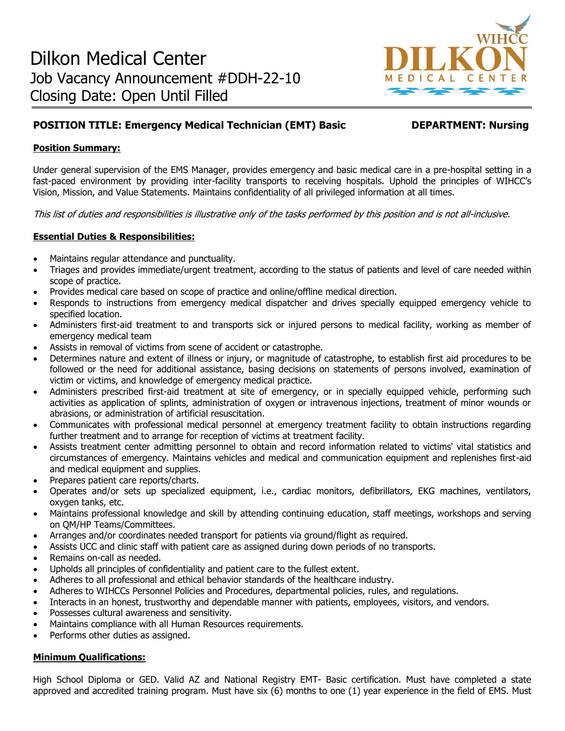# Dilkon Medical Center

Job Vacancy Announcement #DDH-22-10

Closing Date: Open Until Filled

**POSITION TITLE: Emergency Medical Technician (EMT) Basic** **DEPARTMENT: Nursing**

## Position Summary:

Under general supervision of the EMS Manager, provides emergency and basic medical care in a pre-hospital setting in a fast-paced environment by providing inter-facility transports to receiving hospitals. Uphold the principles of WIHCC's Vision, Mission, and Value Statements. Maintains confidentiality of all privileged information at all times.

*This list of duties and responsibilities is illustrative only of the tasks performed by this position and is not all-inclusive.*

## Essential Duties & Responsibilities:

- Maintains regular attendance and punctuality.
- Triages and provides immediate/urgent treatment, according to the status of patients and level of care needed within scope of practice.
- Provides medical care based on scope of practice and online/offline medical direction.
- Responds to instructions from emergency medical dispatcher and drives specially equipped emergency vehicle to specified location.
- Administers first-aid treatment to and transports sick or injured persons to medical facility, working as member of emergency medical team
- Assists in removal of victims from scene of accident or catastrophe.
- Determines nature and extent of illness or injury, or magnitude of catastrophe, to establish first aid procedures to be followed or the need for additional assistance, basing decisions on statements of persons involved, examination of victim or victims, and knowledge of emergency medical practice.
- Administers prescribed first-aid treatment at site of emergency, or in specially equipped vehicle, performing such activities as application of splints, administration of oxygen or intravenous injections, treatment of minor wounds or abrasions, or administration of artificial resuscitation.
- Communicates with professional medical personnel at emergency treatment facility to obtain instructions regarding further treatment and to arrange for reception of victims at treatment facility.
- Assists treatment center admitting personnel to obtain and record information related to victims' vital statistics and circumstances of emergency. Maintains vehicles and medical and communication equipment and replenishes first-aid and medical equipment and supplies.
- Prepares patient care reports/charts.
- Operates and/or sets up specialized equipment, i.e., cardiac monitors, defibrillators, EKG machines, ventilators, oxygen tanks, etc.
- Maintains professional knowledge and skill by attending continuing education, staff meetings, workshops and serving on QM/HP Teams/Committees.
- Arranges and/or coordinates needed transport for patients via ground/flight as required.
- Assists UCC and clinic staff with patient care as assigned during down periods of no transports.
- Remains on-call as needed.
- Upholds all principles of confidentiality and patient care to the fullest extent.
- Adheres to all professional and ethical behavior standards of the healthcare industry.
- Adheres to WIHCCs Personnel Policies and Procedures, departmental policies, rules, and regulations.
- Interacts in an honest, trustworthy and dependable manner with patients, employees, visitors, and vendors.
- Possesses cultural awareness and sensitivity.
- Maintains compliance with all Human Resources requirements.
- Performs other duties as assigned.

## Minimum Qualifications:

High School Diploma or GED. Valid AZ and National Registry EMT- Basic certification. Must have completed a state approved and accredited training program. Must have six (6) months to one (1) year experience in the field of EMS. Must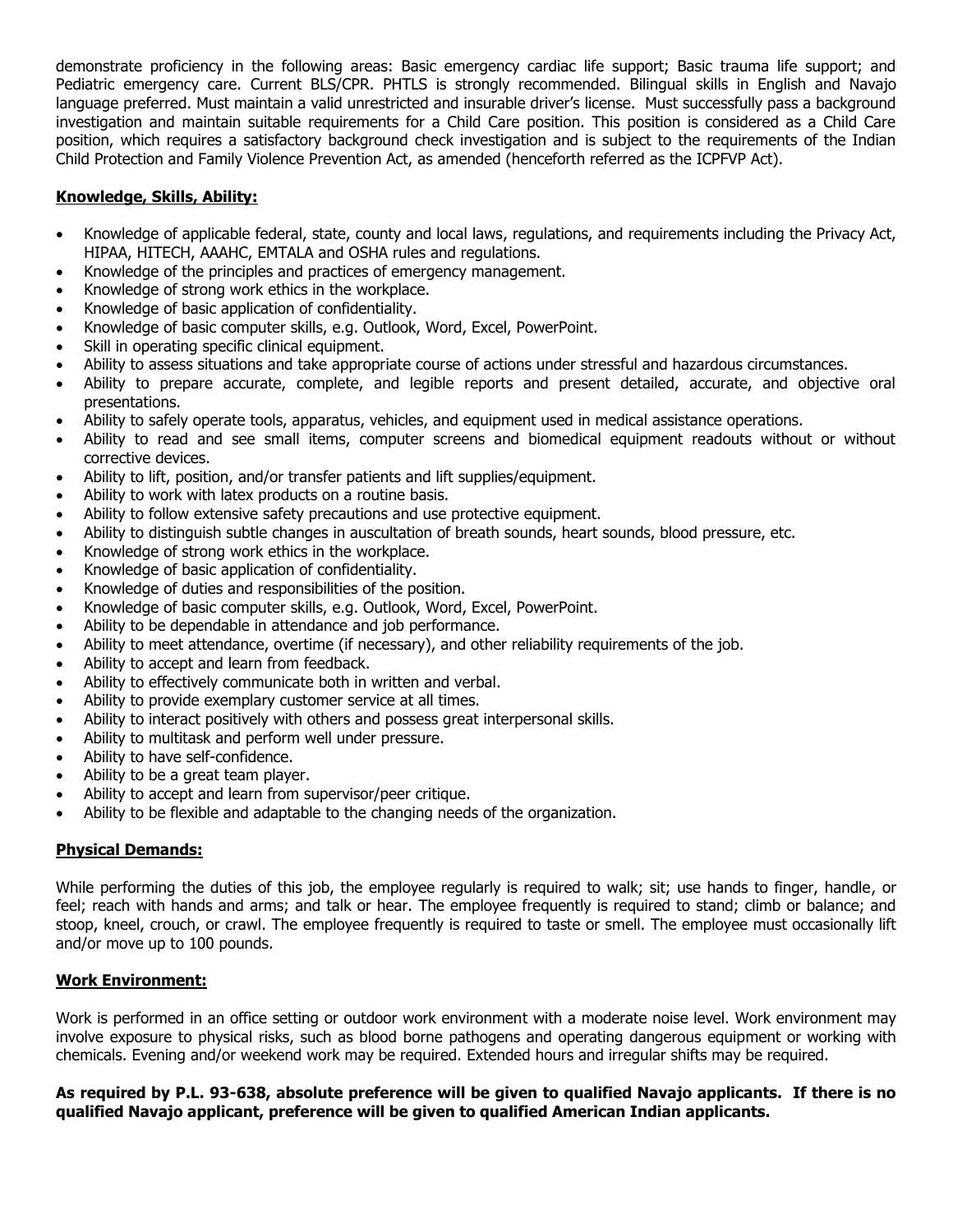demonstrate proficiency in the following areas: Basic emergency cardiac life support; Basic trauma life support; and Pediatric emergency care. Current BLS/CPR. PHTLS is strongly recommended. Bilingual skills in English and Navajo language preferred. Must maintain a valid unrestricted and insurable driver's license. Must successfully pass a background investigation and maintain suitable requirements for a Child Care position. This position is considered as a Child Care position, which requires a satisfactory background check investigation and is subject to the requirements of the Indian Child Protection and Family Violence Prevention Act, as amended (henceforth referred as the ICPFVP Act).

**Knowledge, Skills, Ability:**

- Knowledge of applicable federal, state, county and local laws, regulations, and requirements including the Privacy Act, HIPAA, HITECH, AAAHC, EMTALA and OSHA rules and regulations.
- Knowledge of the principles and practices of emergency management.
- Knowledge of strong work ethics in the workplace.
- Knowledge of basic application of confidentiality.
- Knowledge of basic computer skills, e.g. Outlook, Word, Excel, PowerPoint.
- Skill in operating specific clinical equipment.
- Ability to assess situations and take appropriate course of actions under stressful and hazardous circumstances.
- Ability to prepare accurate, complete, and legible reports and present detailed, accurate, and objective oral presentations.
- Ability to safely operate tools, apparatus, vehicles, and equipment used in medical assistance operations.
- Ability to read and see small items, computer screens and biomedical equipment readouts without or without corrective devices.
- Ability to lift, position, and/or transfer patients and lift supplies/equipment.
- Ability to work with latex products on a routine basis.
- Ability to follow extensive safety precautions and use protective equipment.
- Ability to distinguish subtle changes in auscultation of breath sounds, heart sounds, blood pressure, etc.
- Knowledge of strong work ethics in the workplace.
- Knowledge of basic application of confidentiality.
- Knowledge of duties and responsibilities of the position.
- Knowledge of basic computer skills, e.g. Outlook, Word, Excel, PowerPoint.
- Ability to be dependable in attendance and job performance.
- Ability to meet attendance, overtime (if necessary), and other reliability requirements of the job.
- Ability to accept and learn from feedback.
- Ability to effectively communicate both in written and verbal.
- Ability to provide exemplary customer service at all times.
- Ability to interact positively with others and possess great interpersonal skills.
- Ability to multitask and perform well under pressure.
- Ability to have self-confidence.
- Ability to be a great team player.
- Ability to accept and learn from supervisor/peer critique.
- Ability to be flexible and adaptable to the changing needs of the organization.

**Physical Demands:**

While performing the duties of this job, the employee regularly is required to walk; sit; use hands to finger, handle, or feel; reach with hands and arms; and talk or hear. The employee frequently is required to stand; climb or balance; and stoop, kneel, crouch, or crawl. The employee frequently is required to taste or smell. The employee must occasionally lift and/or move up to 100 pounds.

**Work Environment:**

Work is performed in an office setting or outdoor work environment with a moderate noise level. Work environment may involve exposure to physical risks, such as blood borne pathogens and operating dangerous equipment or working with chemicals. Evening and/or weekend work may be required. Extended hours and irregular shifts may be required.

**As required by P.L. 93-638, absolute preference will be given to qualified Navajo applicants. If there is no qualified Navajo applicant, preference will be given to qualified American Indian applicants.**